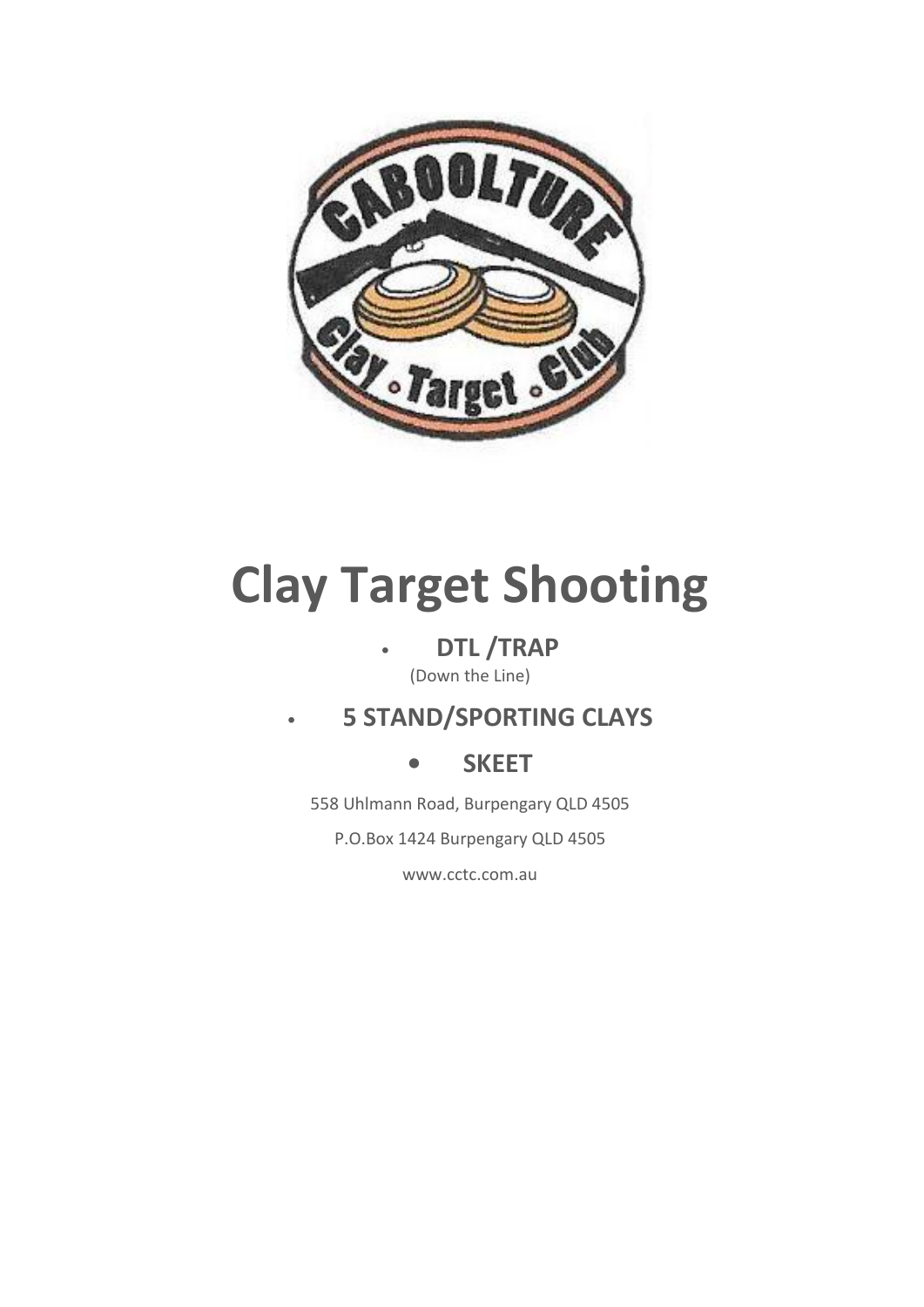# Clay Target Shooting

- **DTL /TRAP**
  (Down the Line)
- **5 STAND/SPORTING CLAYS**
- **SKEET**

558 Uhlmann Road, Burpengary QLD 4505

P.O.Box 1424 Burpengary QLD 4505

www.cctc.com.au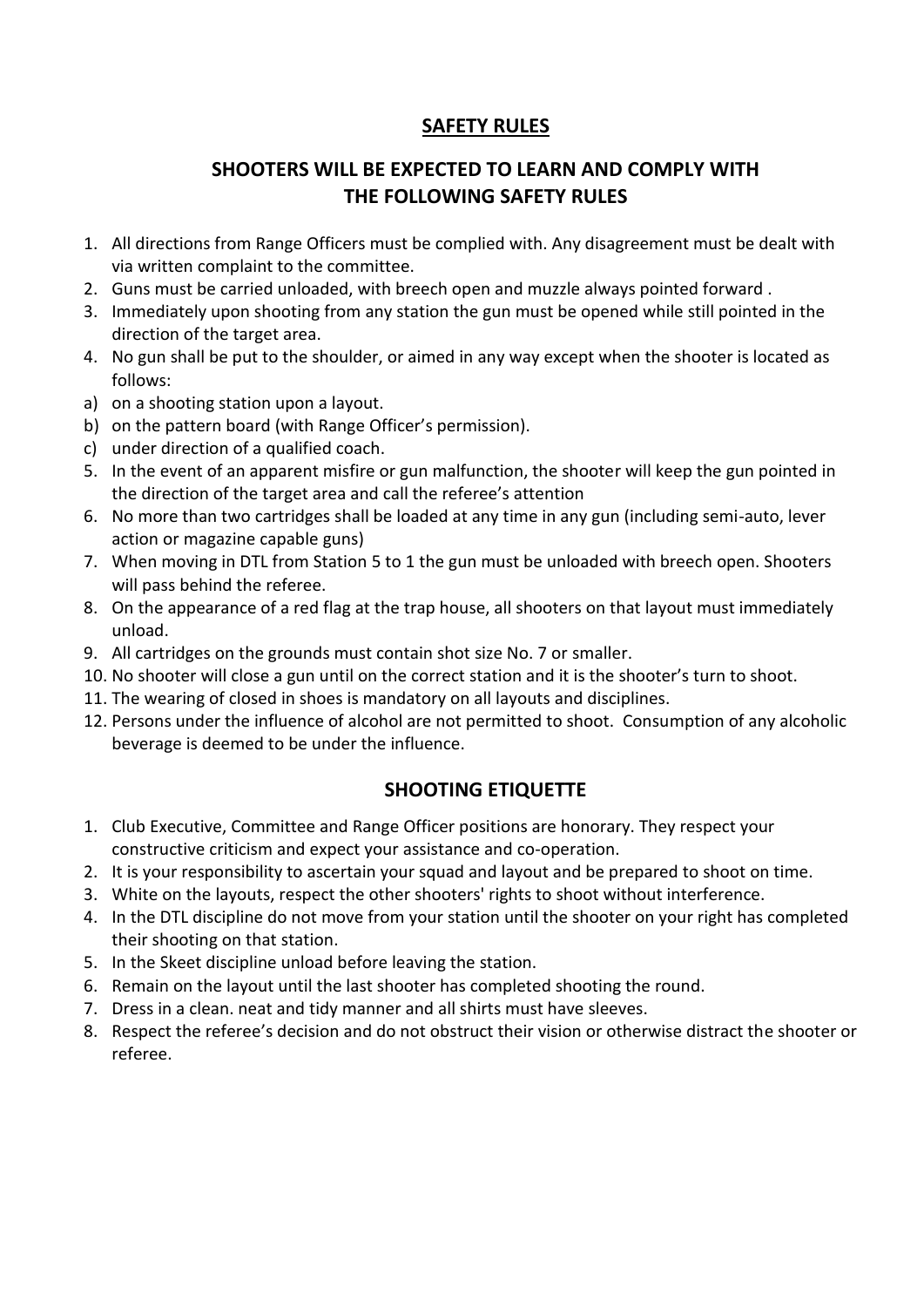## SAFETY RULES

## SHOOTERS WILL BE EXPECTED TO LEARN AND COMPLY WITH THE FOLLOWING SAFETY RULES

1. All directions from Range Officers must be complied with. Any disagreement must be dealt with via written complaint to the committee.
2. Guns must be carried unloaded, with breech open and muzzle always pointed forward .
3. Immediately upon shooting from any station the gun must be opened while still pointed in the direction of the target area.
4. No gun shall be put to the shoulder, or aimed in any way except when the shooter is located as follows:

a) on a shooting station upon a layout.
b) on the pattern board (with Range Officer's permission).
c) under direction of a qualified coach.

5. In the event of an apparent misfire or gun malfunction, the shooter will keep the gun pointed in the direction of the target area and call the referee's attention
6. No more than two cartridges shall be loaded at any time in any gun (including semi-auto, lever action or magazine capable guns)
7. When moving in DTL from Station 5 to 1 the gun must be unloaded with breech open. Shooters will pass behind the referee.
8. On the appearance of a red flag at the trap house, all shooters on that layout must immediately unload.
9. All cartridges on the grounds must contain shot size No. 7 or smaller.
10. No shooter will close a gun until on the correct station and it is the shooter's turn to shoot.
11. The wearing of closed in shoes is mandatory on all layouts and disciplines.
12. Persons under the influence of alcohol are not permitted to shoot. Consumption of any alcoholic beverage is deemed to be under the influence.

## SHOOTING ETIQUETTE

1. Club Executive, Committee and Range Officer positions are honorary. They respect your constructive criticism and expect your assistance and co-operation.
2. It is your responsibility to ascertain your squad and layout and be prepared to shoot on time.
3. White on the layouts, respect the other shooters' rights to shoot without interference.
4. In the DTL discipline do not move from your station until the shooter on your right has completed their shooting on that station.
5. In the Skeet discipline unload before leaving the station.
6. Remain on the layout until the last shooter has completed shooting the round.
7. Dress in a clean. neat and tidy manner and all shirts must have sleeves.
8. Respect the referee's decision and do not obstruct their vision or otherwise distract the shooter or referee.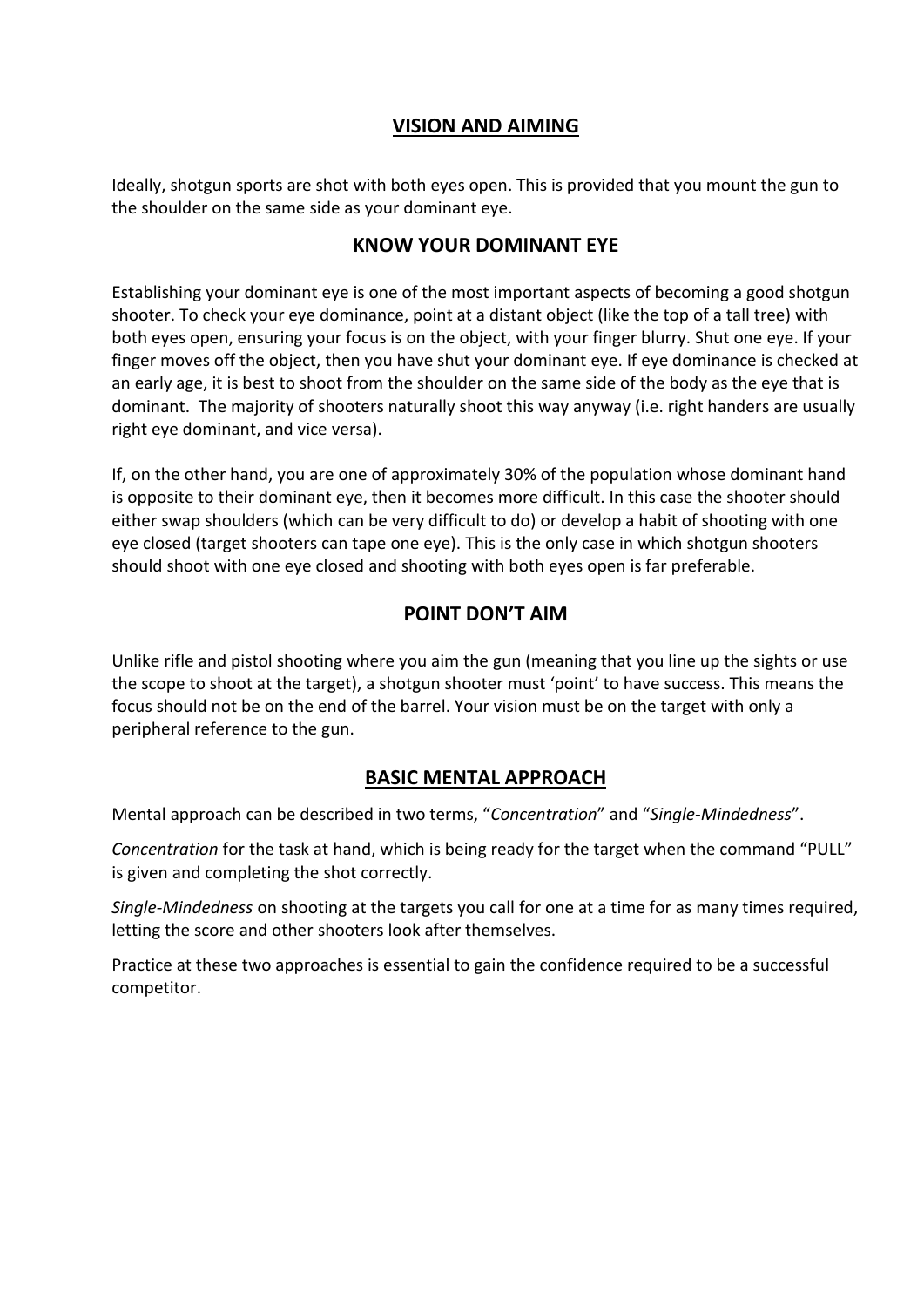## VISION AND AIMING

Ideally, shotgun sports are shot with both eyes open. This is provided that you mount the gun to the shoulder on the same side as your dominant eye.

### KNOW YOUR DOMINANT EYE

Establishing your dominant eye is one of the most important aspects of becoming a good shotgun shooter. To check your eye dominance, point at a distant object (like the top of a tall tree) with both eyes open, ensuring your focus is on the object, with your finger blurry. Shut one eye. If your finger moves off the object, then you have shut your dominant eye. If eye dominance is checked at an early age, it is best to shoot from the shoulder on the same side of the body as the eye that is dominant. The majority of shooters naturally shoot this way anyway (i.e. right handers are usually right eye dominant, and vice versa).

If, on the other hand, you are one of approximately 30% of the population whose dominant hand is opposite to their dominant eye, then it becomes more difficult. In this case the shooter should either swap shoulders (which can be very difficult to do) or develop a habit of shooting with one eye closed (target shooters can tape one eye). This is the only case in which shotgun shooters should shoot with one eye closed and shooting with both eyes open is far preferable.

### POINT DON'T AIM

Unlike rifle and pistol shooting where you aim the gun (meaning that you line up the sights or use the scope to shoot at the target), a shotgun shooter must 'point' to have success. This means the focus should not be on the end of the barrel. Your vision must be on the target with only a peripheral reference to the gun.

## BASIC MENTAL APPROACH

Mental approach can be described in two terms, "*Concentration*" and "*Single-Mindedness*".

*Concentration* for the task at hand, which is being ready for the target when the command "PULL" is given and completing the shot correctly.

*Single-Mindedness* on shooting at the targets you call for one at a time for as many times required, letting the score and other shooters look after themselves.

Practice at these two approaches is essential to gain the confidence required to be a successful competitor.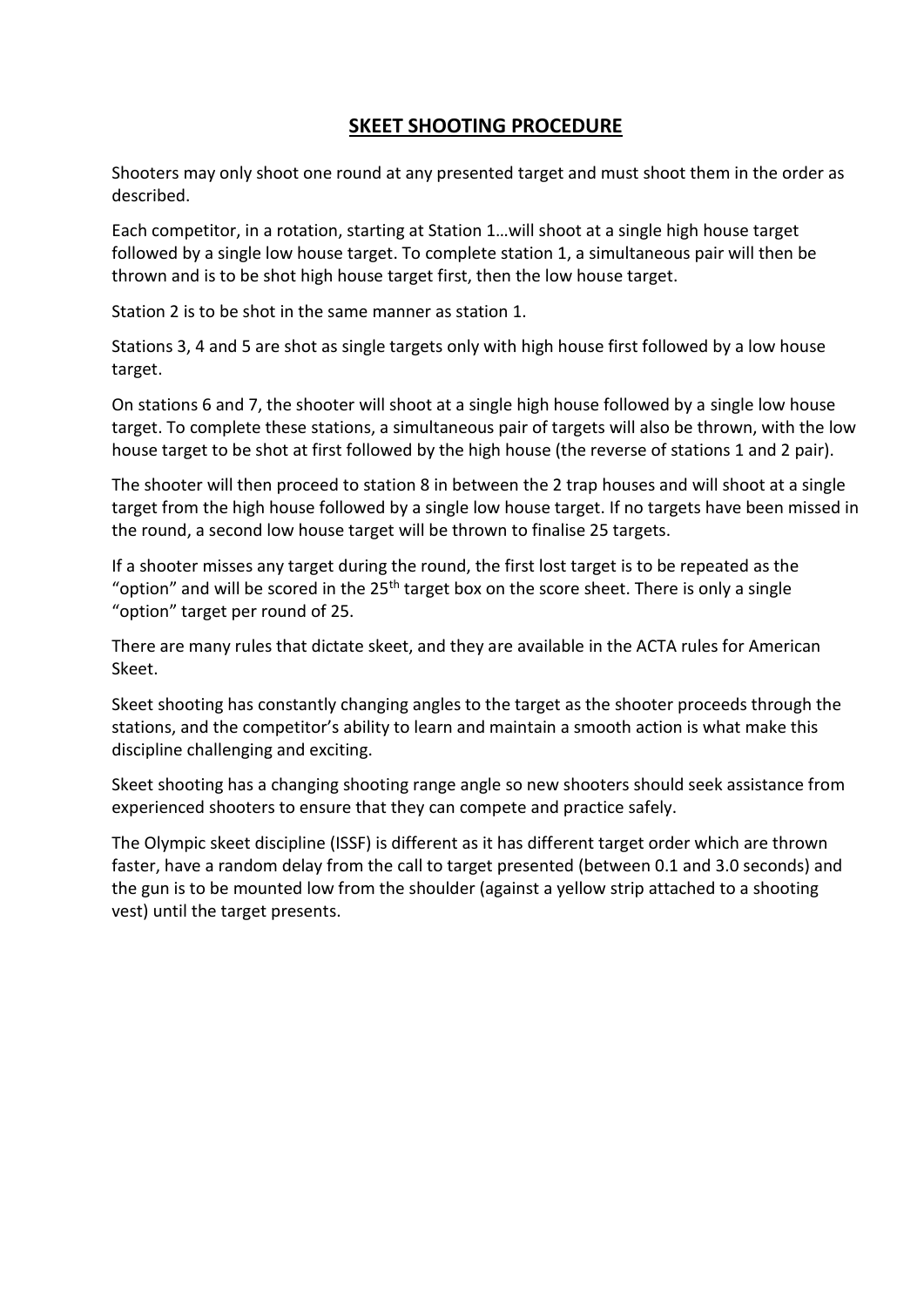## SKEET SHOOTING PROCEDURE

Shooters may only shoot one round at any presented target and must shoot them in the order as described.

Each competitor, in a rotation, starting at Station 1…will shoot at a single high house target followed by a single low house target. To complete station 1, a simultaneous pair will then be thrown and is to be shot high house target first, then the low house target.

Station 2 is to be shot in the same manner as station 1.

Stations 3, 4 and 5 are shot as single targets only with high house first followed by a low house target.

On stations 6 and 7, the shooter will shoot at a single high house followed by a single low house target. To complete these stations, a simultaneous pair of targets will also be thrown, with the low house target to be shot at first followed by the high house (the reverse of stations 1 and 2 pair).

The shooter will then proceed to station 8 in between the 2 trap houses and will shoot at a single target from the high house followed by a single low house target. If no targets have been missed in the round, a second low house target will be thrown to finalise 25 targets.

If a shooter misses any target during the round, the first lost target is to be repeated as the "option" and will be scored in the 25th target box on the score sheet. There is only a single "option" target per round of 25.

There are many rules that dictate skeet, and they are available in the ACTA rules for American Skeet.

Skeet shooting has constantly changing angles to the target as the shooter proceeds through the stations, and the competitor's ability to learn and maintain a smooth action is what make this discipline challenging and exciting.

Skeet shooting has a changing shooting range angle so new shooters should seek assistance from experienced shooters to ensure that they can compete and practice safely.

The Olympic skeet discipline (ISSF) is different as it has different target order which are thrown faster, have a random delay from the call to target presented (between 0.1 and 3.0 seconds) and the gun is to be mounted low from the shoulder (against a yellow strip attached to a shooting vest) until the target presents.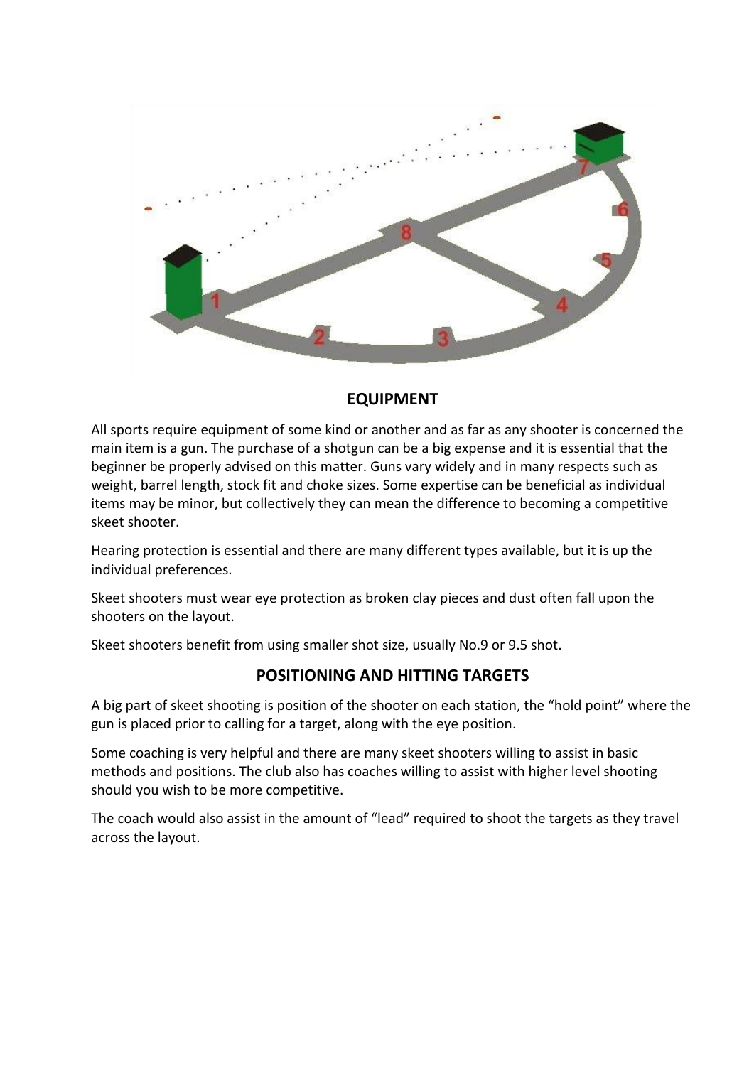## EQUIPMENT

All sports require equipment of some kind or another and as far as any shooter is concerned the main item is a gun. The purchase of a shotgun can be a big expense and it is essential that the beginner be properly advised on this matter. Guns vary widely and in many respects such as weight, barrel length, stock fit and choke sizes. Some expertise can be beneficial as individual items may be minor, but collectively they can mean the difference to becoming a competitive skeet shooter.

Hearing protection is essential and there are many different types available, but it is up the individual preferences.

Skeet shooters must wear eye protection as broken clay pieces and dust often fall upon the shooters on the layout.

Skeet shooters benefit from using smaller shot size, usually No.9 or 9.5 shot.

## POSITIONING AND HITTING TARGETS

A big part of skeet shooting is position of the shooter on each station, the "hold point" where the gun is placed prior to calling for a target, along with the eye position.

Some coaching is very helpful and there are many skeet shooters willing to assist in basic methods and positions. The club also has coaches willing to assist with higher level shooting should you wish to be more competitive.

The coach would also assist in the amount of "lead" required to shoot the targets as they travel across the layout.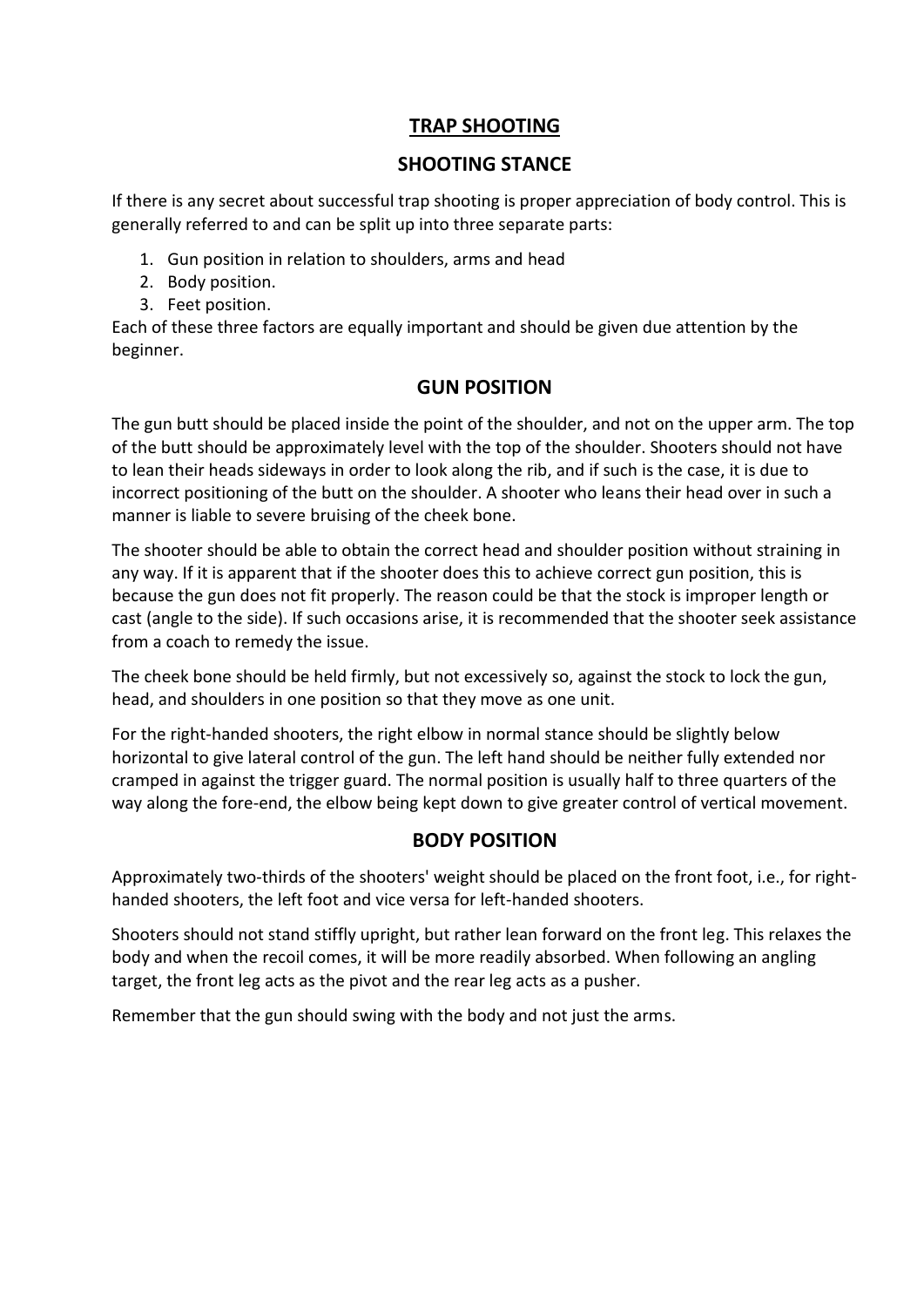# TRAP SHOOTING

## SHOOTING STANCE

If there is any secret about successful trap shooting is proper appreciation of body control. This is generally referred to and can be split up into three separate parts:

1. Gun position in relation to shoulders, arms and head
2. Body position.
3. Feet position.

Each of these three factors are equally important and should be given due attention by the beginner.

## GUN POSITION

The gun butt should be placed inside the point of the shoulder, and not on the upper arm. The top of the butt should be approximately level with the top of the shoulder. Shooters should not have to lean their heads sideways in order to look along the rib, and if such is the case, it is due to incorrect positioning of the butt on the shoulder. A shooter who leans their head over in such a manner is liable to severe bruising of the cheek bone.

The shooter should be able to obtain the correct head and shoulder position without straining in any way. If it is apparent that if the shooter does this to achieve correct gun position, this is because the gun does not fit properly. The reason could be that the stock is improper length or cast (angle to the side). If such occasions arise, it is recommended that the shooter seek assistance from a coach to remedy the issue.

The cheek bone should be held firmly, but not excessively so, against the stock to lock the gun, head, and shoulders in one position so that they move as one unit.

For the right-handed shooters, the right elbow in normal stance should be slightly below horizontal to give lateral control of the gun. The left hand should be neither fully extended nor cramped in against the trigger guard. The normal position is usually half to three quarters of the way along the fore-end, the elbow being kept down to give greater control of vertical movement.

## BODY POSITION

Approximately two-thirds of the shooters' weight should be placed on the front foot, i.e., for right-handed shooters, the left foot and vice versa for left-handed shooters.

Shooters should not stand stiffly upright, but rather lean forward on the front leg. This relaxes the body and when the recoil comes, it will be more readily absorbed. When following an angling target, the front leg acts as the pivot and the rear leg acts as a pusher.

Remember that the gun should swing with the body and not just the arms.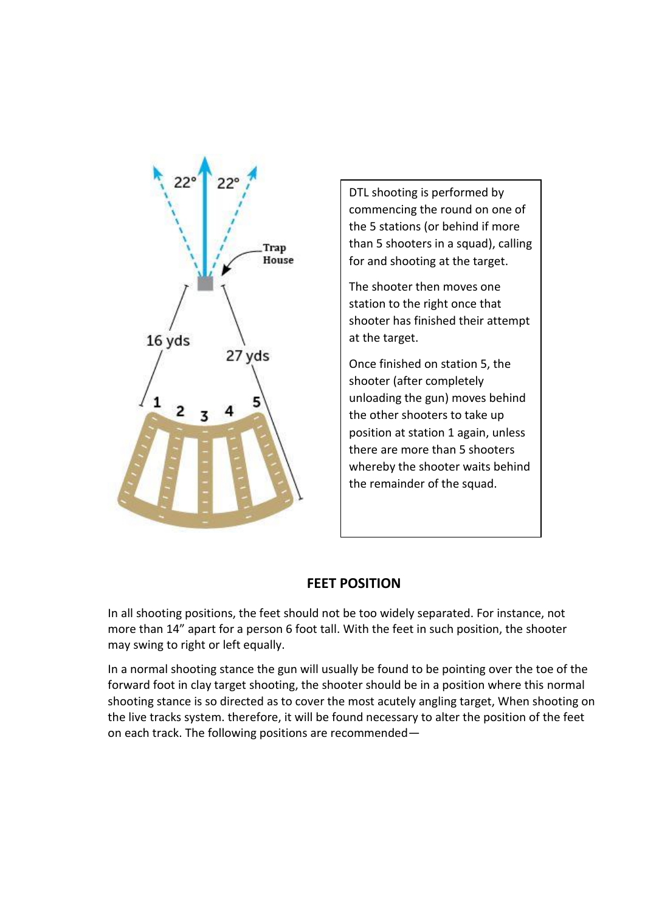DTL shooting is performed by commencing the round on one of the 5 stations (or behind if more than 5 shooters in a squad), calling for and shooting at the target.

The shooter then moves one station to the right once that shooter has finished their attempt at the target.

Once finished on station 5, the shooter (after completely unloading the gun) moves behind the other shooters to take up position at station 1 again, unless there are more than 5 shooters whereby the shooter waits behind the remainder of the squad.

## FEET POSITION

In all shooting positions, the feet should not be too widely separated. For instance, not more than 14" apart for a person 6 foot tall. With the feet in such position, the shooter may swing to right or left equally.

In a normal shooting stance the gun will usually be found to be pointing over the toe of the forward foot in clay target shooting, the shooter should be in a position where this normal shooting stance is so directed as to cover the most acutely angling target, When shooting on the live tracks system. therefore, it will be found necessary to alter the position of the feet on each track. The following positions are recommended—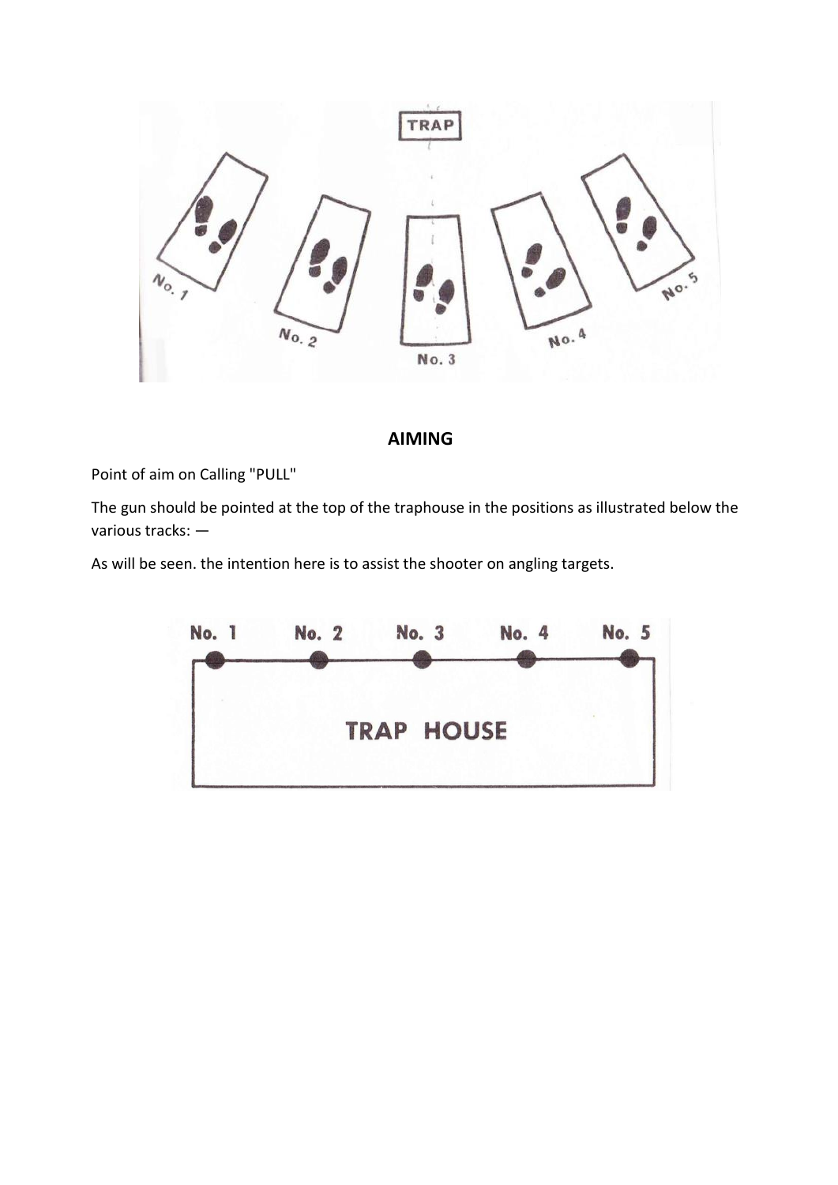## AIMING

Point of aim on Calling "PULL"

The gun should be pointed at the top of the traphouse in the positions as illustrated below the various tracks: —

As will be seen. the intention here is to assist the shooter on angling targets.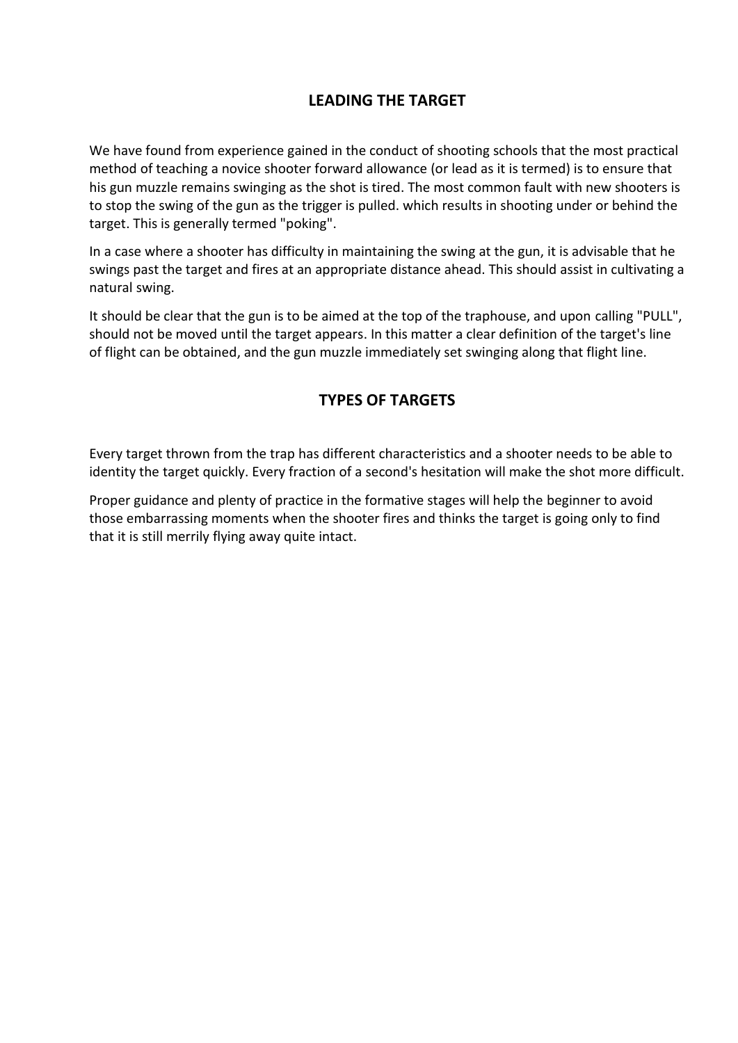## LEADING THE TARGET

We have found from experience gained in the conduct of shooting schools that the most practical method of teaching a novice shooter forward allowance (or lead as it is termed) is to ensure that his gun muzzle remains swinging as the shot is tired. The most common fault with new shooters is to stop the swing of the gun as the trigger is pulled. which results in shooting under or behind the target. This is generally termed "poking".

In a case where a shooter has difficulty in maintaining the swing at the gun, it is advisable that he swings past the target and fires at an appropriate distance ahead. This should assist in cultivating a natural swing.

It should be clear that the gun is to be aimed at the top of the traphouse, and upon calling "PULL", should not be moved until the target appears. In this matter a clear definition of the target's line of flight can be obtained, and the gun muzzle immediately set swinging along that flight line.

## TYPES OF TARGETS

Every target thrown from the trap has different characteristics and a shooter needs to be able to identity the target quickly. Every fraction of a second's hesitation will make the shot more difficult.

Proper guidance and plenty of practice in the formative stages will help the beginner to avoid those embarrassing moments when the shooter fires and thinks the target is going only to find that it is still merrily flying away quite intact.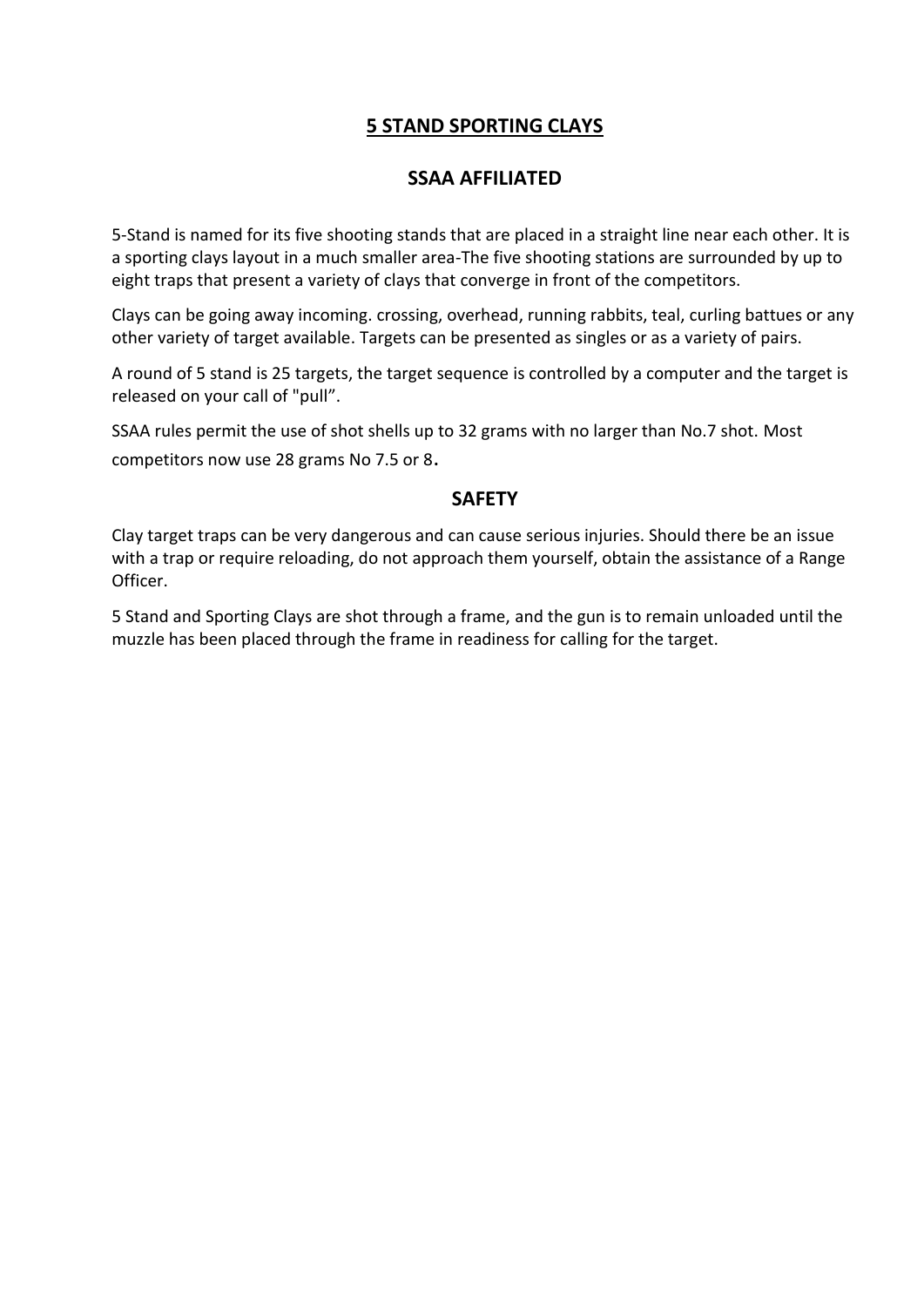## 5 STAND SPORTING CLAYS

## SSAA AFFILIATED

5-Stand is named for its five shooting stands that are placed in a straight line near each other. It is a sporting clays layout in a much smaller area-The five shooting stations are surrounded by up to eight traps that present a variety of clays that converge in front of the competitors.

Clays can be going away incoming. crossing, overhead, running rabbits, teal, curling battues or any other variety of target available. Targets can be presented as singles or as a variety of pairs.

A round of 5 stand is 25 targets, the target sequence is controlled by a computer and the target is released on your call of "pull".

SSAA rules permit the use of shot shells up to 32 grams with no larger than No.7 shot. Most competitors now use 28 grams No 7.5 or 8.

## SAFETY

Clay target traps can be very dangerous and can cause serious injuries. Should there be an issue with a trap or require reloading, do not approach them yourself, obtain the assistance of a Range Officer.

5 Stand and Sporting Clays are shot through a frame, and the gun is to remain unloaded until the muzzle has been placed through the frame in readiness for calling for the target.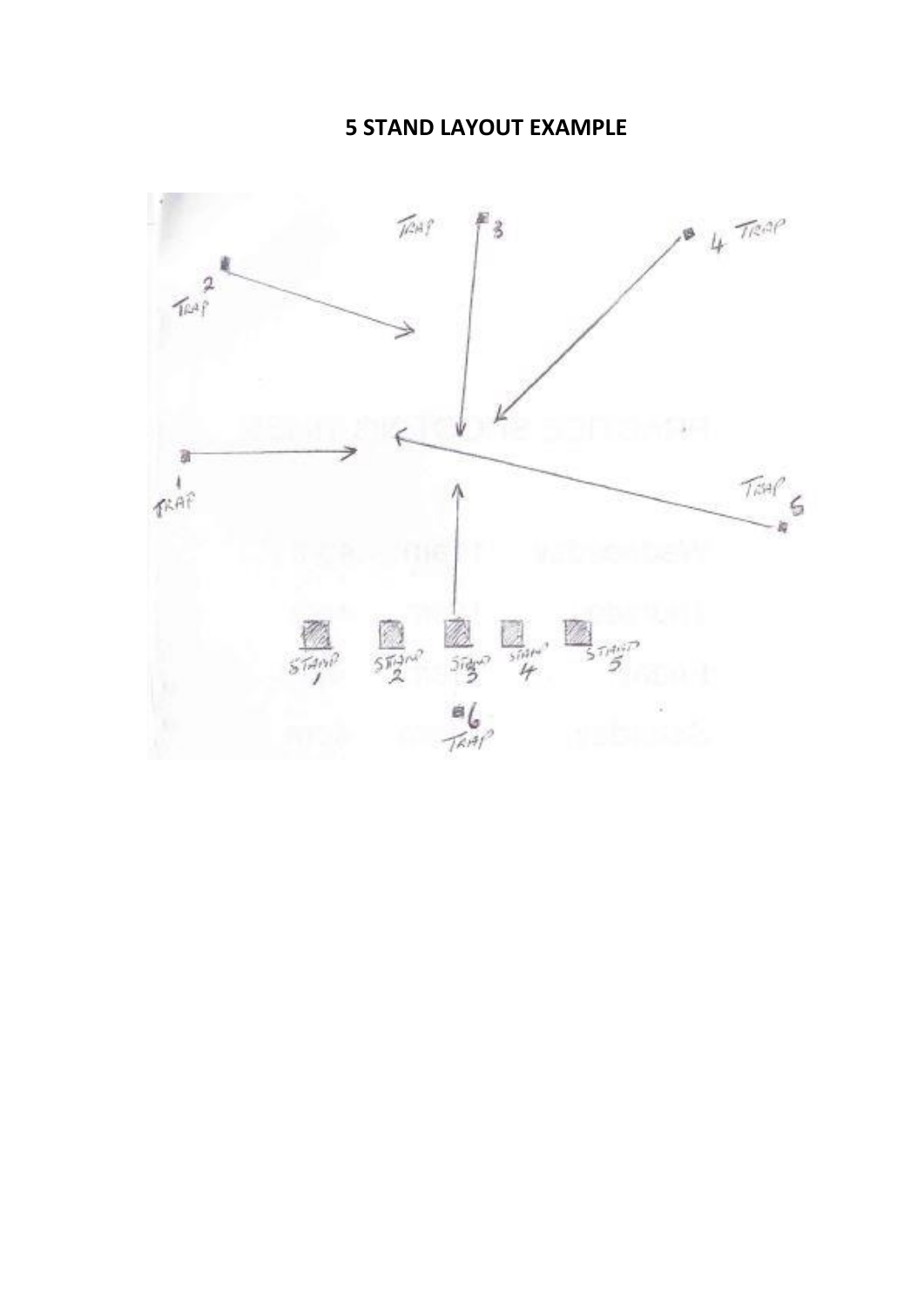# 5 STAND LAYOUT EXAMPLE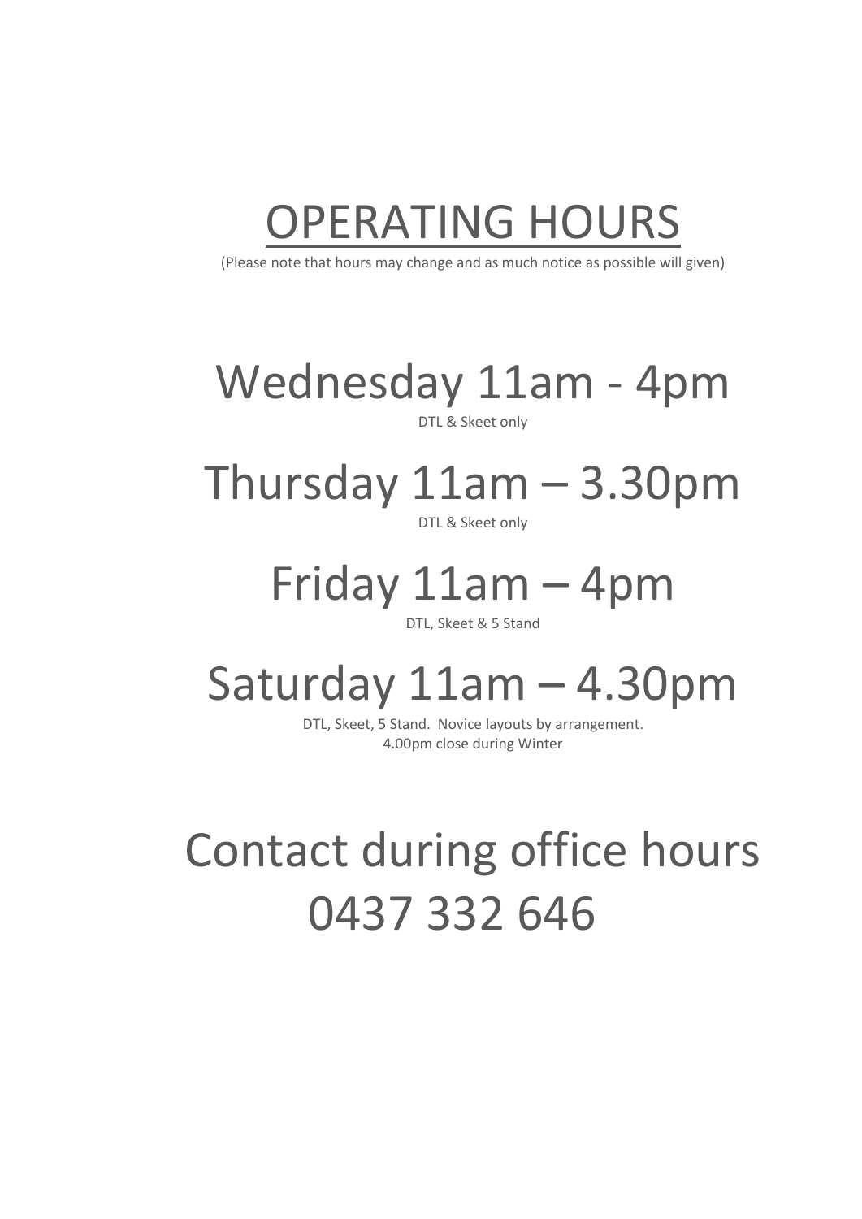# OPERATING HOURS

(Please note that hours may change and as much notice as possible will given)

## Wednesday 11am - 4pm

DTL & Skeet only

## Thursday 11am – 3.30pm

DTL & Skeet only

## Friday 11am – 4pm

DTL, Skeet & 5 Stand

## Saturday 11am – 4.30pm

DTL, Skeet, 5 Stand. Novice layouts by arrangement.
4.00pm close during Winter

## Contact during office hours 0437 332 646